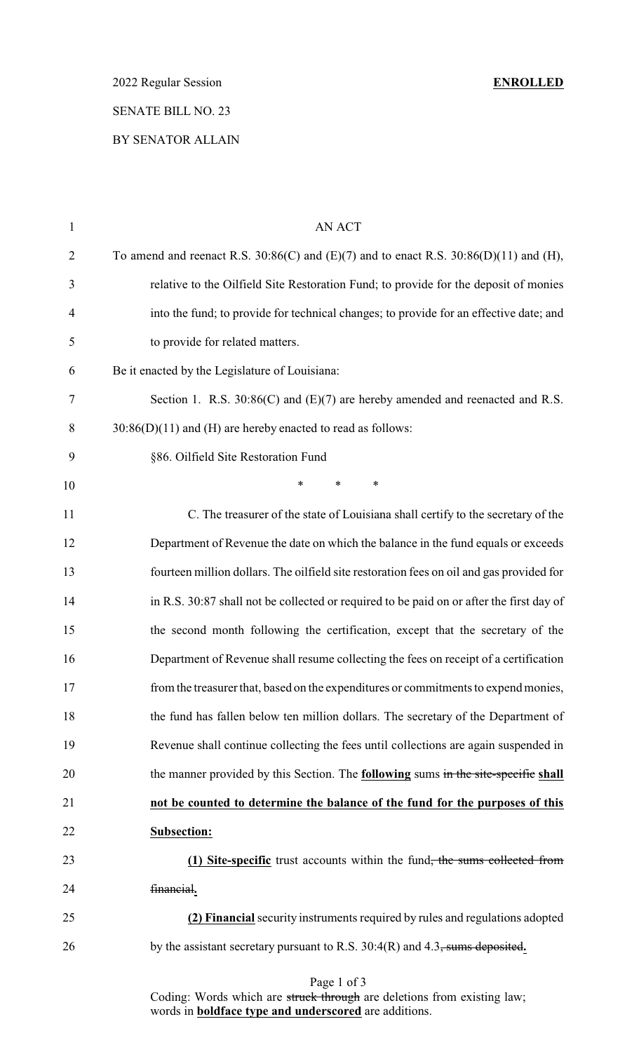2022 Regular Session **ENROLLED**

SENATE BILL NO. 23

BY SENATOR ALLAIN

AN ACT

To amend and reenact R.S. 30:86(C) and (E)(7) and to enact R.S. 30:86(D)(11) and (H), relative to the Oilfield Site Restoration Fund; to provide for the deposit of monies into the fund; to provide for technical changes; to provide for an effective date; and to provide for related matters.

Be it enacted by the Legislature of Louisiana:

Section 1. R.S. 30:86(C) and (E)(7) are hereby amended and reenacted and R.S. 30:86(D)(11) and (H) are hereby enacted to read as follows:

§86. Oilfield Site Restoration Fund

\* \* \*

C. The treasurer of the state of Louisiana shall certify to the secretary of the Department of Revenue the date on which the balance in the fund equals or exceeds fourteen million dollars. The oilfield site restoration fees on oil and gas provided for in R.S. 30:87 shall not be collected or required to be paid on or after the first day of the second month following the certification, except that the secretary of the Department of Revenue shall resume collecting the fees on receipt of a certification from the treasurer that, based on the expenditures or commitments to expend monies, the fund has fallen below ten million dollars. The secretary of the Department of Revenue shall continue collecting the fees until collections are again suspended in the manner provided by this Section. The **following** sums ~~in the site-specific~~ **shall not be counted to determine the balance of the fund for the purposes of this Subsection:**

**(1) Site-specific** trust accounts within the fund~~, the sums collected from financial~~**.**

**(2) Financial** security instruments required by rules and regulations adopted by the assistant secretary pursuant to R.S. 30:4(R) and 4.3~~, sums deposited~~**.**

Coding: Words which are ~~struck through~~ are deletions from existing law; words in **boldface type and underscored** are additions.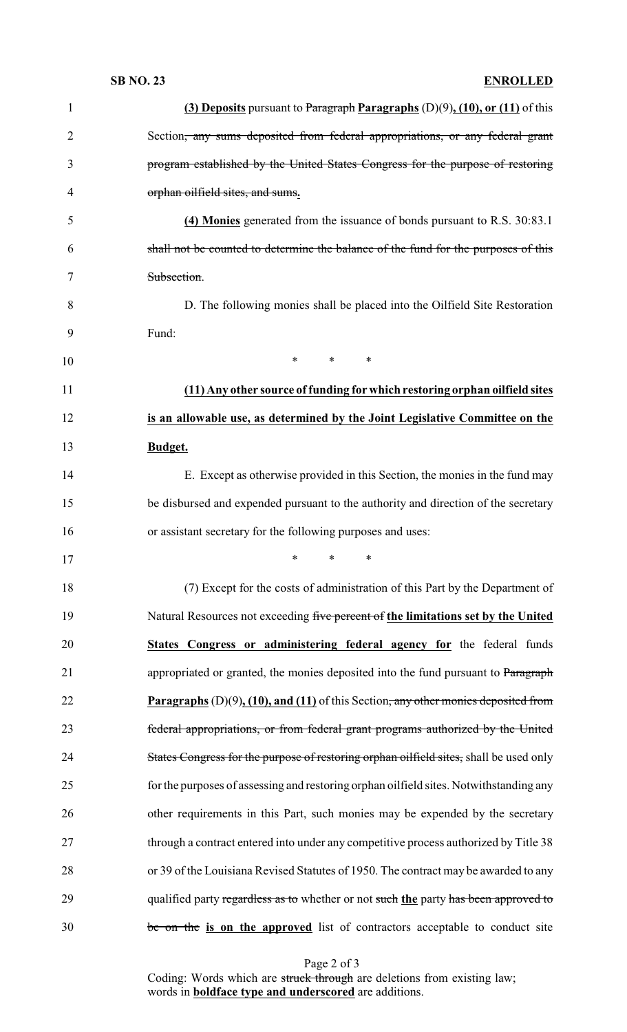**(3) Deposits** pursuant to ~~Paragraph~~ **Paragraphs** (D)(9)**, (10), or (11)** of this Section~~, any sums deposited from federal appropriations, or any federal grant program established by the United States Congress for the purpose of restoring orphan oilfield sites, and sums~~**.**

**(4) Monies** generated from the issuance of bonds pursuant to R.S. 30:83.1 ~~shall not be counted to determine the balance of the fund for the purposes of this Subsection~~.

D. The following monies shall be placed into the Oilfield Site Restoration Fund:

\* \* \*

**(11) Any other source of funding for which restoring orphan oilfield sites is an allowable use, as determined by the Joint Legislative Committee on the Budget.**

E. Except as otherwise provided in this Section, the monies in the fund may be disbursed and expended pursuant to the authority and direction of the secretary or assistant secretary for the following purposes and uses:

\* \* \*

(7) Except for the costs of administration of this Part by the Department of Natural Resources not exceeding ~~five percent of~~ **the limitations set by the United States Congress or administering federal agency for** the federal funds appropriated or granted, the monies deposited into the fund pursuant to ~~Paragraph~~ **Paragraphs** (D)(9)**, (10), and (11)** of this Section~~, any other monies deposited from federal appropriations, or from federal grant programs authorized by the United States Congress for the purpose of restoring orphan oilfield sites,~~ shall be used only for the purposes of assessing and restoring orphan oilfield sites. Notwithstanding any other requirements in this Part, such monies may be expended by the secretary through a contract entered into under any competitive process authorized by Title 38 or 39 of the Louisiana Revised Statutes of 1950. The contract may be awarded to any qualified party ~~regardless as to~~ whether or not ~~such~~ **the** party ~~has been approved to be on the~~ **is on the approved** list of contractors acceptable to conduct site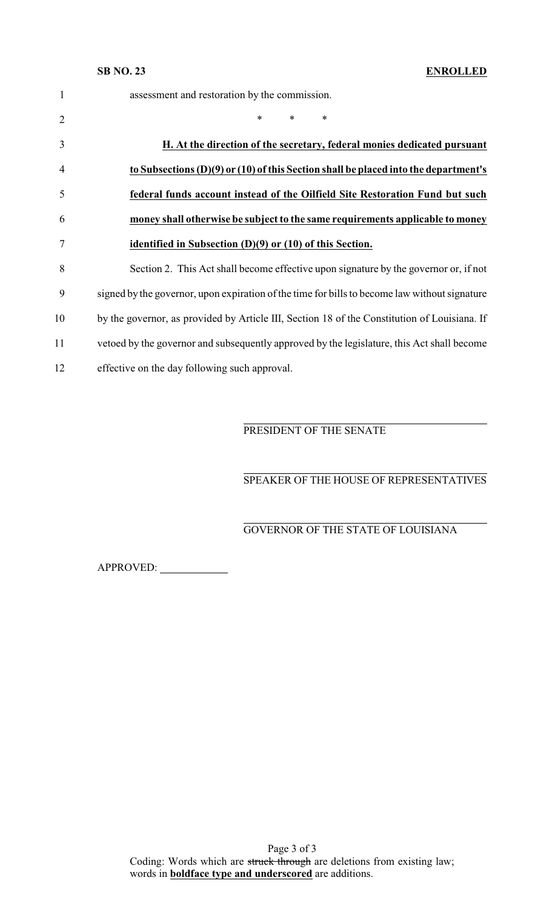assessment and restoration by the commission.

\* \* \*

**H. At the direction of the secretary, federal monies dedicated pursuant to Subsections (D)(9) or (10) of this Section shall be placed into the department's federal funds account instead of the Oilfield Site Restoration Fund but such money shall otherwise be subject to the same requirements applicable to money identified in Subsection (D)(9) or (10) of this Section.**

Section 2. This Act shall become effective upon signature by the governor or, if not signed by the governor, upon expiration of the time for bills to become law without signature by the governor, as provided by Article III, Section 18 of the Constitution of Louisiana. If vetoed by the governor and subsequently approved by the legislature, this Act shall become effective on the day following such approval.

PRESIDENT OF THE SENATE

SPEAKER OF THE HOUSE OF REPRESENTATIVES

GOVERNOR OF THE STATE OF LOUISIANA

APPROVED: ____________

Coding: Words which are ~~struck through~~ are deletions from existing law; words in **boldface type and underscored** are additions.